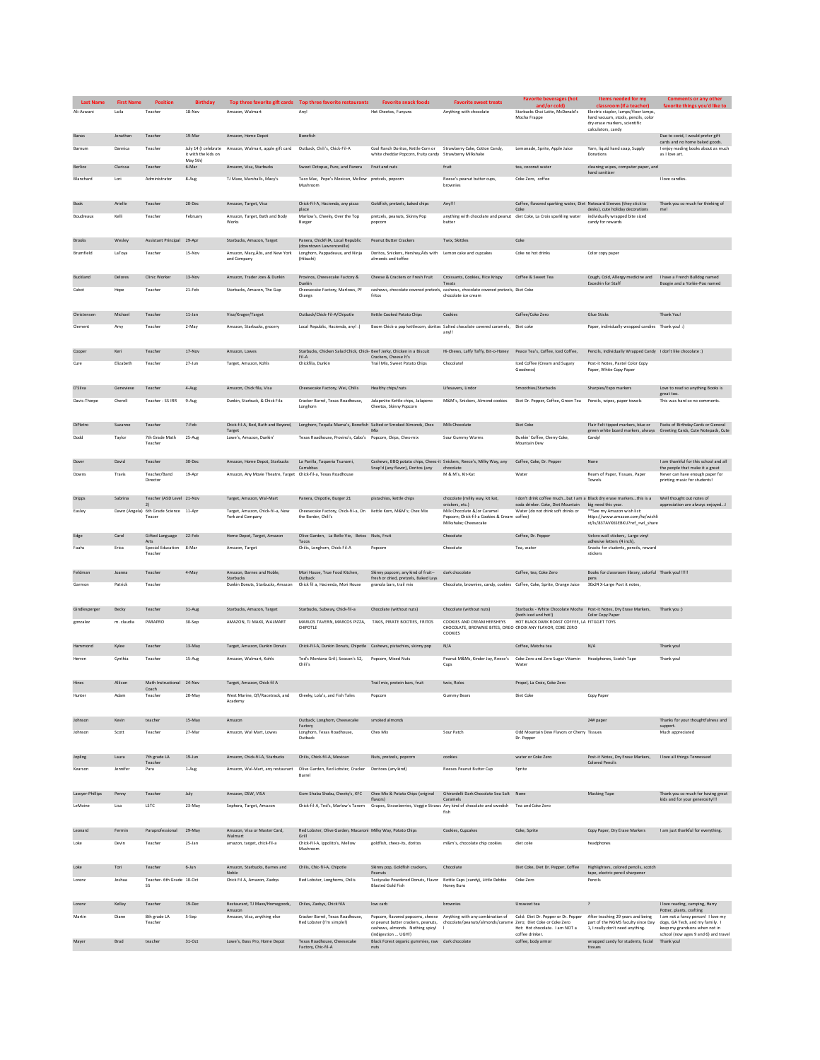| Last Name | First Name | Position | Birthday | Top three favorite gift cards | Top three favorite restaurants | Favorite snack foods | Favorite sweet treats | Favorite beverages (hot and/or cold) | Items needed for my classroom (if a teacher) | Comments or any other favorite things you'd like to |
|---|---|---|---|---|---|---|---|---|---|---|
| Ali-Aswani | Laila | Teacher | 18-Nov | Amazon, Walmart | Any! | Hot Cheetos, Funyuns | Anything with chocolate | Starbucks Chai Latte, McDonald's Mocha Frappe | Electric stapler, lamps/floor lamps, hand vacuum, stools, pencils, color dry erase markers, scientific calculators, candy | |
| Banas | Jonathan | Teacher | 19-Mar | Amazon, Home Depot | Bonefish | | | | | Due to covid, I would prefer gift cards and no home baked goods. |
| Barnum | Dannica | Teacher | July 14 (I celebrate it with the kids on May 5th) | Amazon, Walmart, apple gift card | Outback, Chili's, Chick-Fil-A | Cool Ranch Doritos, Kettle Corn or white cheddar Popcorn, fruity candy | Strawberry Cake, Cotton Candy, Strawberry Milkshake | Lemonade, Sprite, Apple Juice | Yarn, liquid hand soap, Supply Donations | I enjoy reading books about as much as I love art. |
| Berlioz | Clarissa | Teacher | 6-Mar | Amazon, Visa, Starbucks | Sweet Octopus, Pure, and Panera | Fruit and nuts | fruit | tea, coconut water | cleaning wipes, computer paper, and hand sanitizer | |
| Blanchard | Lori | Administrator | 8-Aug | TJ Maxx, Marshalls, Macy's | Taco Mac, Pepe's Mexican, Mellow Mushroom | pretzels, popcorn | Reese's peanut butter cups, brownies | Coke Zero, coffee | | I love candles. |
| Book | Arielle | Teacher | 20-Dec | Amazon, Target, Visa | Chick-Fil-A, Hacienda, any pizza place | Goldfish, pretzels, baked chips | Any!!! | Coffee, flavored sparking water, Diet Coke | Notecard Sleeves (they stick to desks), cute holiday decorations | Thank you so much for thinking of me! |
| Boudreaux | Kelli | Teacher | February | Amazon, Target, Bath and Body Works | Marlow's, Cheeky, Over the Top Burger | pretzels, peanuts, Skinny Pop popcorn | anything with chocolate and peanut butter | diet Coke, La Croix sparkling water | individually wrapped bite sized candy for rewards | |
| Brooks | Wesley | Assistant Principal | 29-Apr | Starbucks, Amazon, Target | Panera, ChickFilA, Local Republic (downtown Lawrenceville) | Peanut Butter Crackers | Twix, Skittles | Coke | | |
| Brumfield | LaToya | Teacher | 15-Nov | Amazon, Macy,Äôs, and New York and Company | Longhorn, Pappadeaux, and Ninja (Hibachi) | Doritos, Snickers, Hershey,Äôs with almonds and toffee | Lemon cake and cupcakes | Coke no hot drinks | Color copy paper | |
| Buckland | Delores | Clinic Worker | 13-Nov | Amazon, Trader Joes & Dunkin | Provinos, Cheesecake Factory & Dunkin | Cheese & Crackers or Fresh Fruit | Croissants, Cookies, Rice Krispy Treats | Coffee & Sweet Tea | Cough, Cold, Allergy medicine and Excedrin for Staff | I have a French Bulldog named Boogie and a Yorkie-Poo named |
| Cabot | Hope | Teacher | 21-Feb | Starbucks, Amazon, The Gap | Cheesecake Factory, Marlows, PF Changs | cashews, chocolate covered pretzels, fritos | cashews, chocolate covered pretzels, chocolate ice cream | Diet Coke | | |
| Christensen | Michael | Teacher | 11-Jan | Visa/Kroger/Target | Outback/Chick-Fil-A/Chipotle | Kettle Cooked Potato Chips | Cookies | Coffee/Coke Zero | Glue Sticks | Thank You! |
| Clement | Amy | Teacher | 2-May | Amazon, Starbucks, grocery | Local Republic, Hacienda, any! :) | Boom Chick-a pop kettlecorn, doritos | Salted chocolate covered caramels, any!! | Diet coke | Paper, individually wrapped candies | Thank you! :) |
| Cooper | Keri | Teacher | 17-Nov | Amazon, Lowes | Starbucks, Chicken Salad Chick, Chick-Fil-A | Beef Jerky, Chicken in a Biscuit Crackers, Cheese It's | Hi-Chews, Laffy Taffy, Bit-o-Honey | Peace Tea's, Coffee, Iced Coffee, | Pencils, individually Wrapped Candy | I don't like chocolate :) |
| Cure | Elizabeth | Teacher | 27-Jun | Target, Amazon, Kohls | Chickfila, Dunkin | Trail Mix, Sweet Potato Chips | Chocolate! | Iced Coffee (Cream and Sugary Goodness) | Post-it Notes, Pastel Color Copy Paper, White Copy Paper | |
| D'Silva | Genevieve | Teacher | 4-Aug | Amazon, Chick-fila, Visa | Cheesecake Factory, Wei, Chilis | Healthy chips/nuts | Lifesavers, Lindor | Smoothies/Starbucks | Sharpies/Expo markers | Love to read so anything Books is great too. |
| Davis-Thorpe | Chenell | Teacher - SS IRR | 9-Aug | Dunkin, Starbuck, & Chick Fila | Cracker Barrel, Texas Roadhouse, Longhorn | Jalapeño Kettle chips, Jalapeno Cheetos, Skinny Popcorn | M&M's, Snickers, Almond cookies | Diet Dr. Pepper, Coffee, Green Tea | Pencils, wipes, paper towels | This was hard so no comments. |
| DiPietro | Suzanne | Teacher | 7-Feb | Chick-fil-A, Bed, Bath and Beyond, Target | Longhorn, Tequila Mama's, Bonefish | Salted or Smoked Almonds, Chex Mix | Milk Chocolate | Diet Coke | Flair Felt tipped markers, blue or green white board markers, always | Packs of Birthday Cards or General Greeting Cards, Cute Notepads, Cute |
| Dodd | Taylor | 7th Grade Math Teacher | 25-Aug | Lowe's, Amazon, Dunkin' | Texas Roadhouse, Provino's, Cabo's | Popcorn, Chips, Chex-mix | Sour Gummy Worms | Dunkin' Coffee, Cherry Coke, Mountain Dew | Candy! | |
| Dover | David | Teacher | 30-Dec | Amazon, Home Depot, Starbucks | La Parilla, Taqueria Tsunami, Carrabbas | Cashews, BBQ potato chips, Cheez-it Snap'd (any flavor), Doritos (any | Snickers, Reese's, Milky Way, any chocolate | Coffee, Coke, Dr. Pepper | None | I am thankful for this school and all the people that make it a great |
| Downs | Travis | Teacher/Band Director | 19-Apr | Amazon, Any Movie Theatre, Target | Chick-fil-a, Texas Roadhouse | | M & M's, Kit-Kat | Water | Ream of Paper, Tissues, Paper Towels | Never can have enough paper for printing music for students! |
| Dripps | Sabrina | Teacher (ASD Level 2) | 21-Nov | Target, Amazon, Wal-Mart | Panera, Chipotle, Burger 21 | pistachios, kettle chips | chocolate (milky way, kit kat, snickers, etc.) | I don't drink coffee much...but I am a soda drinker. Coke, Diet Mountain | Black dry erase markers...this is a big need this year. | Well thought out notes of appreciation are always enjoyed...! |
| Easley | Dawn (Angela) | 6th Grade Science Teacer | 11-Apr | Target, Amazon, Chick-fil-a, New York and Company | Cheesecake Factory, Chick-fil-a, On the Border, Chili's | Kettle Korn, M&M's; Chex Mix | Milk Chocolate &/or Caramel Popcorn; Chick-fil-a Cookies & Cream Milkshake; Cheesecake | Water (do not drink soft drinks or coffee) | **See my Amazon wish list: https://www.amazon.com/hz/wishlist/ls/837AVX6SEBKU?ref_=wl_share | |
| Edge | Carol | Gifted Language Arts | 22-Feb | Home Depot, Target, Amazon | Olive Garden, La Belle Vie, Betos Tacos | Nuts, Fruit | Chocolate | Coffee, Dr. Pepper | Velcro wall stickers, Large vinyl adhesive letters (4 inch), | |
| Faahs | Erica | Special Education Teacher | 8-Mar | Amazon, Target | Chilis, Longhorn, Chick-Fil-A | Popcorn | Chocolate | Tea, water | Snacks for students, pencils, reward stickers | |
| Feldman | Joanna | Teacher | 4-May | Amazon, Barnes and Noble, Starbucks | Mori House, True Food Kitchen, Outback | Skinny popcorn, any kind of fruit-- fresh or dried, pretzels, Baked Lays | dark chocolate | Coffee, tea, Coke Zero | Books for classroom library, colorful pens | Thank you!!!!! |
| Garmon | Patrick | Teacher | | Dunkin Donuts, Starbucks, Amazon | Chick fil a, Hacienda, Mori House | granola bars, trail mix | Chocolate, brownies, candy, cookies | Coffee, Coke, Sprite, Orange Juice | 30x24 X-Large Post it notes, | |
| Gindlesperger | Becky | Teacher | 31-Aug | Starbucks, Amazon, Target | Starbucks, Subway, Chick-fil-a | Chocolate (without nuts) | Chocolate (without nuts) | Starbucks - White Chocolate Mocha (both iced and hot!) | Post-it Notes, Dry Erase Markers, Color Copy Paper | Thank you :) |
| gonzalez | m. claudia | PARAPRO | 30-Sep | AMAZON, TJ MAXX, WALMART | MARLOS TAVERN, MARCOS PIZZA, CHIPOTLE | TAKIS, PIRATE BOOTIES, FRITOS | COOKIES AND CREAM HERSHEYS CHOCOLATE, BROWNIE BITES, OREO COOKIES | HOT BLACK DARK ROAST COFFEE, LA CROIX ANY FLAVOR, COKE ZERO | FITGEET TOYS | |
| Hammond | Kylee | Teacher | 13-May | Target, Amazon, Dunkin Donuts | Chick-Fil-A, Dunkin Donuts, Chipotle | Cashews, pistachios, skinny pop | N/A | Coffee, Matcha tea | N/A | Thank you! |
| Herren | Cynthia | Teacher | 15-Aug | Amazon, Walmart, Kohls | Ted's Montana Grill, Season's 52, Chili's | Popcorn, Mixed Nuts | Peanut M&Ms, Kinder Joy, Reese's Cups | Coke Zero and Zero Sugar Vitamin Water | Headphones, Scotch Tape | Thank you! |
| Hines | Allison | Math Instructional Coach | 24-Nov | Target, Amazon, Chick fil A | | Trail mix, protein bars, fruit | twix, Rolos | Propel, La Croix, Coke Zero | | |
| Hunter | Adam | Teacher | 20-May | West Marine, QT/Racetrack, and Academy | Cheeky, Lola's, and Fish Tales | Popcorn | Gummy Bears | Diet Coke | Copy Paper | |
| Johnson | Kevin | teacher | 15-May | Amazon | Outback, Longhorn, Cheesecake Factory | smoked almonds | | | 24# paper | Thanks for your thoughtfulness and support. |
| Johnson | Scott | Teacher | 27-Mar | Amazon, Wal Mart, Lowes | Longhorn, Texas Roadhouse, Outback | Chex Mix | Sour Patch | Odd Mountain Dew Flavors or Cherry Dr. Pepper | Tissues | Much appreciated |
| Jopling | Laura | 7th grade LA Teacher | 19-Jun | Amazon, Chick-fil-A, Starbucks | Chilis, Chick-fil-A, Mexican | Nuts, pretzels, popcorn | cookies | water or Coke Zero | Post-it Notes, Dry Erase Markers, Colored Pencils | I love all things Tennessee! |
| Kearson | Jennifer | Para | 1-Aug | Amazon, Wal-Mart, any restaurant | Olive Garden, Red Lobster, Cracker Barrel | Doritoes (any kind) | Reeses Peanut Butter Cup | Sprite | | |
| Lawyer-Phillips | Penny | Teacher | July | Amazon, DSW, VISA | Gom Shabu Shabu, Cheeky's, KFC | Chex Mix & Potato Chips (original flavors) | Ghirardelli Dark Chocolate Sea Salt Caramels | None | Masking Tape | Thank you so much for having great kids and for your generosity!!! |
| LeMoine | Lisa | LSTC | 23-May | Sephora, Target, Amazon | Chick-fil-A, Ted's, Marlow's Tavern | Grapes, Strawberries, Veggie Straws | Any kind of chocolate and swedish fish | Tea and Coke Zero | | |
| Leonard | Fermin | Paraprofessional | 29-May | Amazon, Visa or Master Card, Walmart | Red Lobster, Olive Garden, Macaroni Grill | Milky Way, Potato Chips | Cookies, Cupcakes | Coke, Sprite | Copy Paper, Dry Erase Markers | I am just thankful for everything. |
| Loke | Devin | Teacher | 25-Jan | amazon, target, chick-fil-a | Chick-Fil-A, Ippolito's, Mellow Mushroom | goldfish, cheez-its, doritos | m&m's, chocolate chip cookies | diet coke | headphones | |
| Loke | Tori | Teacher | 6-Jun | Amazon, Starbucks, Barnes and Noble | Chilis, Chic-fil-A, Chipotle | Skinny pop, Goldfish crackers, Peanuts | Chocolate | Diet Coke, Diet Dr. Pepper, Coffee | Highlighters, colored pencils, scotch tape, electric pencil sharpener | |
| Lorenz | Joshua | Teacher- 6th Grade SS | 10-Oct | Chick Fil A, Amazon, Zaxbys | Red Lobster, Longhorns, Chilis | Tastycake Powdered Donuts, Flavor Blasted Gold Fish | Bottle Caps (candy), Little Debbie Honey Buns | Coke Zero | Pencils | |
| Lorenz | Kelley | Teacher | 19-Dec | Restaurant, TJ Maxx/Homegoods, Amazon | Chiles, Zaxbys, Chick filA | low carb | brownies | Unsweet tea | ? | I love reading, camping, Harry Potter, plants, crafting |
| Martin | Diane | 8th grade LA Teacher | 5-Sep | Amazon, Visa, anything else | Cracker Barrel, Texas Roadhouse, Red Lobster (I'm simple!) | Popcorn, flavored popcorns, cheese or peanut butter crackers, peanuts, cashews, almonds. Nothing spicy! (indigestion ... UGH!) | Anything with any combination of chocolate/peanuts/almonds/caramel | Cold: Diet Dr. Pepper or Dr. Pepper Zero; Diet Coke or Coke Zero Hot: Hot chocolate. I am NOT a coffee drinker. | After teaching 29 years and being part of the NGMS faculty since Day 1, I really don't need anything. | I am not a fancy person! I love my dogs, GA Tech, and my family. I keep my grandsons when not in school (now ages 9 and 6) and travel |
| Mayer | Brad | teacher | 31-Oct | Lowe's, Bass Pro, Home Depot | Texas Roadhouse, Cheesecake Factory, Chic-Fil-A | Black Forest organic gummies, raw nuts | dark chocolate | coffee, body armor | wrapped candy for students, facial tissues | Thank you! |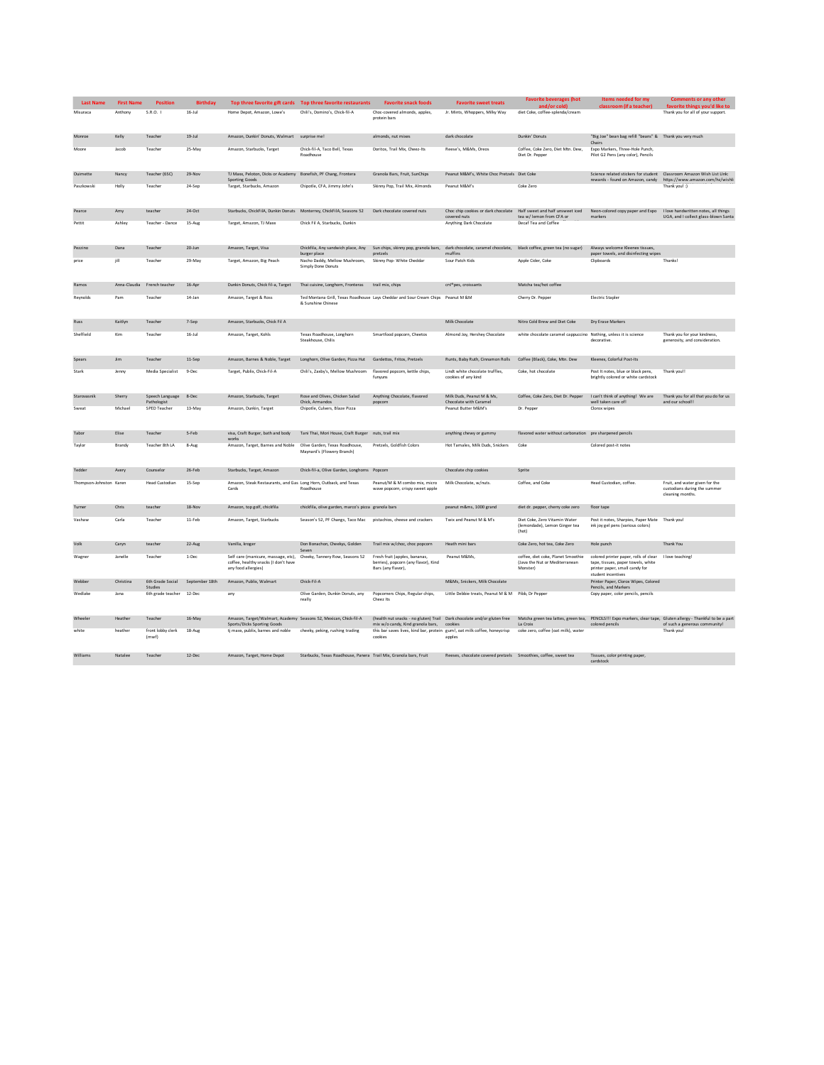| Last Name | First Name | Position | Birthday | Top three favorite gift cards | Top three favorite restaurants | Favorite snack foods | Favorite sweet treats | Favorite beverages (hot and/or cold) | Items needed for my classroom (if a teacher) | Comments or any other favorite things you'd like to |
|---|---|---|---|---|---|---|---|---|---|---|
| Misuraca | Anthony | S.R.O. I | 16-Jul | Home Depot, Amazon, Lowe's | Chili's, Domino's, Chick-fil-A | Choc-covered almonds, apples, protein bars | Jr. Mints, Whoppers, Milky Way | diet Coke, coffee-splenda/cream | | Thank you for all of your support. |
| Monroe | Kelly | Teacher | 19-Jul | Amazon, Dunkin' Donuts, Walmart | surprise me! | almonds, nut mixes | dark chocolate | Dunkin' Donuts | "Big Joe" bean bag refill "beans" & Chairs | Thank you very much |
| Moore | Jacob | Teacher | 25-May | Amazon, Starbucks, Target | Chick-fil-A, Taco Bell, Texas Roadhouse | Doritos, Trail Mix, Cheez-Its | Reese's, M&Ms, Oreos | Coffee, Coke Zero, Diet Mtn. Dew, Diet Dr. Pepper | Expo Markers, Three-Hole Punch, Pilot G2 Pens (any color), Pencils | |
| Ouimette | Nancy | Teacher (ESC) | 29-Nov | TJ Maxx, Peloton, Dicks or Academy Sporting Goods | Bonefish, PF Chang, Frontera | Granola Bars, Fruit, SunChips | Peanut M&M's, White Choc Pretzels | Diet Coke | Science related stickers for student rewards - found on Amazon, candy | Classroom Amazon Wish List Link: https://www.amazon.com/hz/wishli |
| Paszkowski | Holly | Teacher | 24-Sep | Target, Starbucks, Amazon | Chipotle, CFA, Jimmy John's | Skinny Pop, Trail Mix, Almonds | Peanut M&M's | Coke Zero | | Thank you! :) |
| Pearce | Amy | teacher | 24-Oct | Starbucks, ChickFilA, Dunkin Donuts | Monterrey, ChickFilA, Seasons 52 | Dark chocolate covered nuts | Choc chip cookies or dark chocolate covered nuts | Half sweet and half unsweet iced tea w/ lemon from CFA or | Neon-colored copy paper and Expo markers | I love handwritten notes, all things UGA, and I collect glass-blown Santa |
| Pettit | Ashley | Teacher - Dance | 15-Aug | Target, Amazon, TJ Maxx | Chick Fil A, Starbucks, Dunkin | | Anything Dark Chocolate | Decaf Tea and Coffee | | |
| Pezzino | Dana | Teacher | 20-Jun | Amazon, Target, Visa | Chickfila, Any sandwich place, Any burger place | Sun chips, skinny pop, granola bars, pretzels | dark chocolate, caramel chocolate, muffins | black coffee, green tea (no sugar) | Always welcome Kleenex tissues, paper towels, and disinfecting wipes | |
| price | jill | Teacher | 29-May | Target, Amazon, Big Peach | Nacho Daddy, Mellow Mushroom, Simply Done Donuts | Skinny Pop- White Cheddar | Sour Patch Kids | Apple Cider, Coke | Clipboards | Thanks! |
| Ramos | Anna-Claudia | French teacher | 16-Apr | Dunkin Donuts, Chick fil-a, Target | Thai cuisine, Longhorn, Fronteras | trail mix, chips | cri*pes, croissants | Matcha tea/hot coffee | | |
| Reynolds | Pam | Teacher | 14-Jan | Amazon, Target & Ross | Ted Montana Grill, Texas Roadhouse & Sunshine Chinese | Lays Cheddar and Sour Cream Chips | Peanut M &M | Cherry Dr. Pepper | Electric Stapler | |
| Russ | Kaitlyn | Teacher | 7-Sep | Amazon, Starbucks, Chick Fil A | | | Milk Chocolate | Nitro Cold Brew and Diet Coke | Dry Erase Markers | |
| Sheffield | Kim | Teacher | 16-Jul | Amazon, Target, Kohls | Texas Roadhouse, Longhorn Steakhouse, Chilis | Smartfood popcorn, Cheetos | Almond Joy, Hershey Chocolate | white chocolate caramel cappuccino | Nothing, unless it is science decorative. | Thank you for your kindness, generosity, and consideration. |
| Spears | Jim | Teacher | 11-Sep | Amazon, Barnes & Noble, Target | Longhorn, Olive Garden, Pizza Hut | Gardettos, Fritos, Pretzels | Runts, Baby Ruth, Cinnamon Rolls | Coffee (Black), Coke, Mtn. Dew | Kleenex, Colorful Post-Its | |
| Stark | Jenny | Media Specialist | 9-Dec | Target, Publix, Chick-Fil-A | Chili's, Zaxby's, Mellow Mushroom | flavored popcorn, kettle chips, funyuns | Lindt white chocolate truffles, cookies of any kind | Coke, hot chocolate | Post It notes, blue or black pens, brightly colored or white cardstock | Thank you!! |
| Starovasnik | Sherry | Speech Language Pathologist | 8-Dec | Amazon, Starbucks, Target | Rose and Olives, Chicken Salad Chick, Armandos | Anything Chocolate, flavored popcorn | Milk Duds, Peanut M & Ms, Chocolate with Caramel | Coffee, Coke Zero, Diet Dr. Pepper | I can't think of anything! We are well taken care of! | Thank you for all that you do for us and our school!! |
| Sweat | Michael | SPED Teacher | 13-May | Amazon, Dunkin, Target | Chipotle, Culvers, Blaze Pizza | | Peanut Butter M&M's | Dr. Pepper | Clorox wipes | |
| Tabor | Elise | Teacher | 5-Feb | visa, Craft Burger, bath and body works | Tani Thai, Mori House, Craft Burger | nuts, trail mix | anything chewy or gummy | flavored water without carbonation | pre sharpened pencils | |
| Taylor | Brandy | Teacher 8th LA | 8-Aug | Amazon, Target, Barnes and Noble | Olive Garden, Texas Roadhouse, Maynard's (Flowery Branch) | Pretzels, Goldfish Colors | Hot Tamales, Milk Duds, Snickers | Coke | Colored post-it notes | |
| Tedder | Avery | Counselor | 26-Feb | Starbucks, Target, Amazon | Chick-fil-a, Olive Garden, Longhorns | Popcorn | Chocolate chip cookies | Sprite | | |
| Thompson-Johnston | Karen | Head Custodian | 15-Sep | Amazon, Steak Restaurants, and Gas Cards | Long Horn, Outback, and Texas Roadhouse | Peanut/M & M combo mix, micro wave popcorn, crispy sweet apple | Milk Chocolate, w/nuts. | Coffee, and Coke | Head Custodian, coffee. | Fruit, and water given for the custodians during the summer cleaning months. |
| Turner | Chris | teacher | 18-Nov | Amazon, top golf, chickfila | chickfila, olive garden, marco's pizza | granola bars | peanut m&ms, 1000 grand | diet dr. pepper, cherry coke zero | floor tape | |
| Vashaw | Carla | Teacher | 11-Feb | Amazon, Target, Starbucks | Season's 52, PF Changs, Taco Mac | pistachios, cheese and crackers | Twix and Peanut M & M's | Diet Coke, Zero Vitamin Water (lemonade), Lemon Ginger tea (hot) | Post it notes, Sharpies, Paper Mate ink joy gel pens (various colors) | Thank you! |
| Volk | Caryn | teacher | 22-Aug | Vanilla, kroger | Don Bonachon, Cheekys, Golden Seven | Trail mix w/choc, choc popcorn | Heath mini bars | Coke Zero, hot tea, Coke Zero | Hole punch | Thank You |
| Wagner | Janelle | Teacher | 1-Dec | Self care (manicure, massage, etc), coffee, healthy snacks (I don't have any food allergies) | Cheeky, Tannery Row, Seasons 52 | Fresh fruit (apples, bananas, berries), popcorn (any flavor), Kind Bars (any flavor), | Peanut M&Ms, | coffee, diet coke, Planet Smoothie (Java the Nut or Mediterranean Monster) | colored printer paper, rolls of clear tape, tissues, paper towels, white printer paper, small candy for student incentives | I love teaching! |
| Webber | Christina | 6th Grade Social Studies | September 18th | Amazon, Publix, Walmart | Chick-Fil-A | | M&Ms, Snickers, Milk Chocolate | | Printer Paper, Clorox Wipes, Colored Pencils, and Markers | |
| Wedlake | Jana | 6th grade teacher | 12-Dec | any | Olive Garden, Dunkin Donuts, any really | Popcorners Chips, Regular chips, Cheez Its | Little Debbie treats, Peanut M & M | Pibb, Dr Pepper | Copy paper, color pencils, pencils | |
| Wheeler | Heather | Teacher | 16-May | Amazon, Target/Walmart, Academy Sports/Dicks Sporting Goods | Seasons 52, Mexican, Chick-fil-A | (health nut snacks - no gluten) Trail mix w/o candy, Kind granola bars, | Dark chocolate and/or gluten free cookies | Matcha green tea lattes, green tea, La Croix | PENCILS!!! Expo markers, clear tape, colored pencils | Gluten allergy - Thankful to be a part of such a generous community! |
| white | heather | front lobby clerk (mwf) | 18-Aug | tj maxx, publix, barnes and noble | cheeky, peking, rushing trading | this bar saves lives, kind bar, protein cookies | gum!, oat milk coffee, honeycrisp apples | coke zero, coffee (oat milk), water | | Thank you! |
| Williams | Natalee | Teacher | 12-Dec | Amazon, Target, Home Depot | Starbucks, Texas Roadhouse, Panera | Trail Mix, Granola bars, Fruit | Reeses, chocolate covered pretzels | Smoothies, coffee, sweet tea | Tissues, color printing paper, cardstock | |